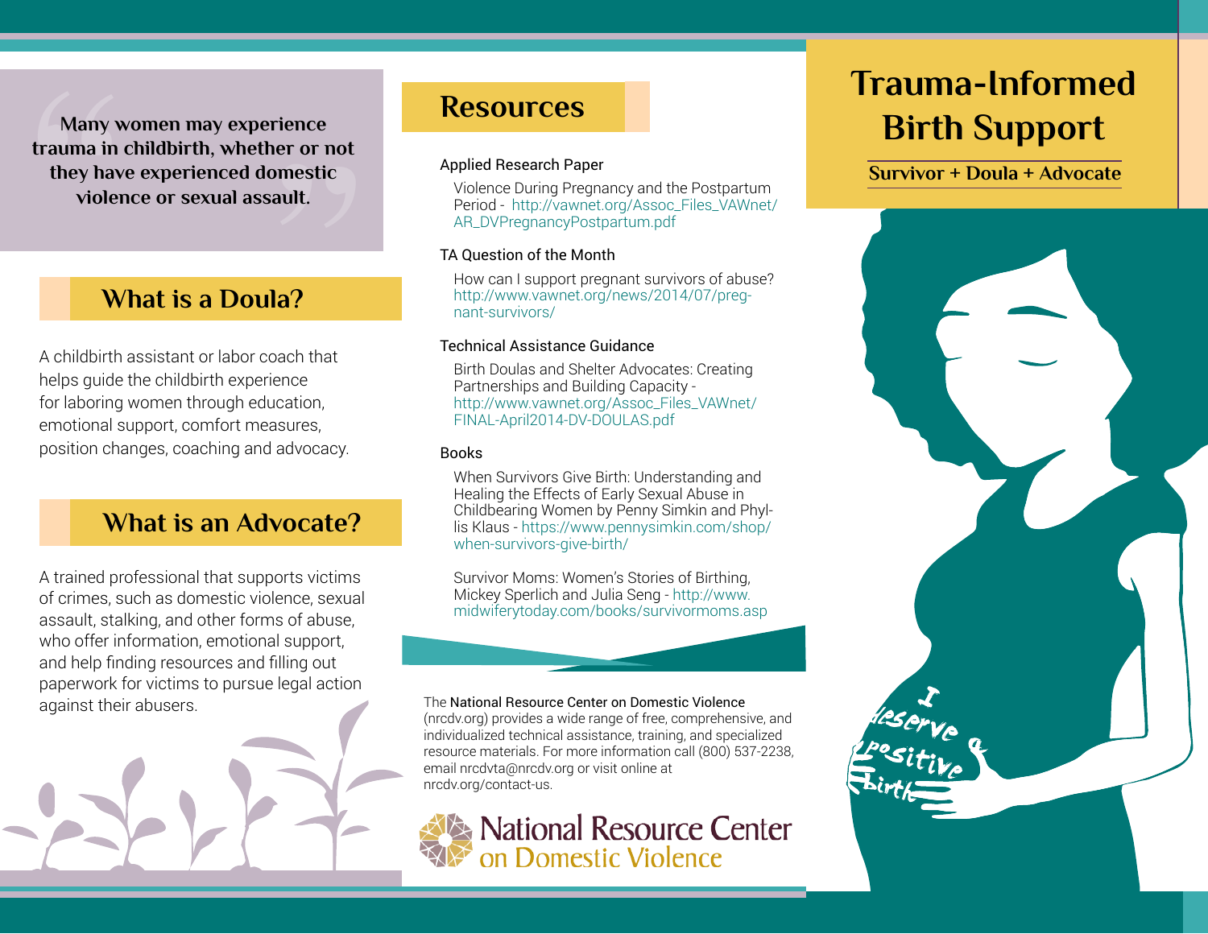# Trauma-Informed Birth Support

**Survivor + Doula + Advocate**

> **Many women may experience trauma in childbirth, whether or not they have experienced domestic violence or sexual assault.**

## What is a Doula?

A childbirth assistant or labor coach that helps guide the childbirth experience for laboring women through education, emotional support, comfort measures, position changes, coaching and advocacy.

## What is an Advocate?

A trained professional that supports victims of crimes, such as domestic violence, sexual assault, stalking, and other forms of abuse, who offer information, emotional support, and help finding resources and filling out paperwork for victims to pursue legal action against their abusers.

## Resources

Applied Research Paper

- Violence During Pregnancy and the Postpartum Period - http://vawnet.org/Assoc_Files_VAWnet/AR_DVPregnancyPostpartum.pdf

TA Question of the Month

- How can I support pregnant survivors of abuse? http://www.vawnet.org/news/2014/07/pregnant-survivors/

Technical Assistance Guidance

- Birth Doulas and Shelter Advocates: Creating Partnerships and Building Capacity - http://www.vawnet.org/Assoc_Files_VAWnet/FINAL-April2014-DV-DOULAS.pdf

Books

- When Survivors Give Birth: Understanding and Healing the Effects of Early Sexual Abuse in Childbearing Women by Penny Simkin and Phyllis Klaus - https://www.pennysimkin.com/shop/when-survivors-give-birth/
- Survivor Moms: Women's Stories of Birthing, Mickey Sperlich and Julia Seng - http://www.midwiferytoday.com/books/survivormoms.asp

The National Resource Center on Domestic Violence (nrcdv.org) provides a wide range of free, comprehensive, and individualized technical assistance, training, and specialized resource materials. For more information call (800) 537-2238, email nrcdvta@nrcdv.org or visit online at nrcdv.org/contact-us.

National Resource Center on Domestic Violence

I deserve a positive birth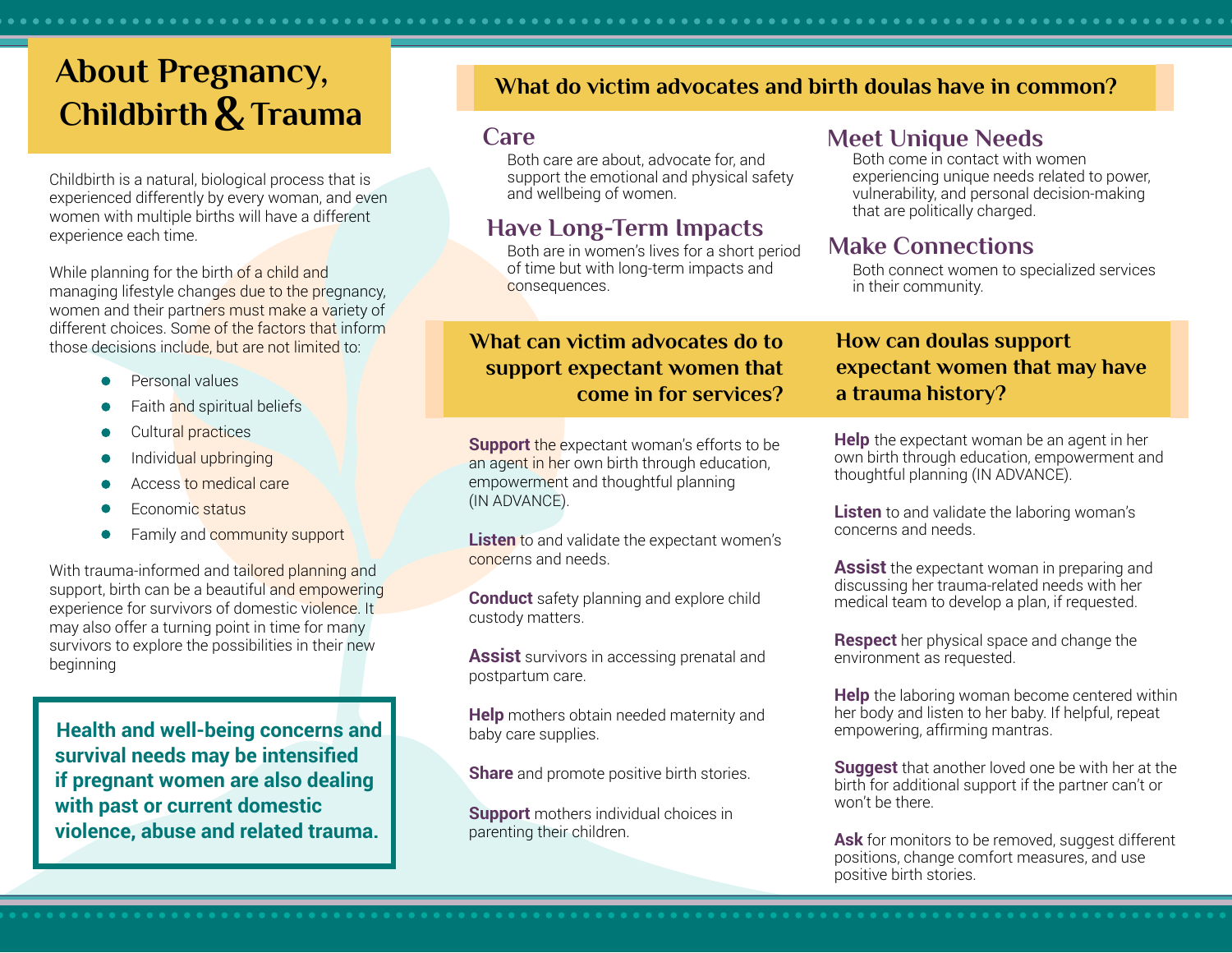# About Pregnancy, Childbirth & Trauma

Childbirth is a natural, biological process that is experienced differently by every woman, and even women with multiple births will have a different experience each time.

While planning for the birth of a child and managing lifestyle changes due to the pregnancy, women and their partners must make a variety of different choices. Some of the factors that inform those decisions include, but are not limited to:

- Personal values
- Faith and spiritual beliefs
- Cultural practices
- Individual upbringing
- Access to medical care
- Economic status
- Family and community support

With trauma-informed and tailored planning and support, birth can be a beautiful and empowering experience for survivors of domestic violence. It may also offer a turning point in time for many survivors to explore the possibilities in their new beginning

**Health and well-being concerns and survival needs may be intensified if pregnant women are also dealing with past or current domestic violence, abuse and related trauma.**

## What do victim advocates and birth doulas have in common?

### Care

Both care are about, advocate for, and support the emotional and physical safety and wellbeing of women.

### Have Long-Term Impacts

Both are in women's lives for a short period of time but with long-term impacts and consequences.

### Meet Unique Needs

Both come in contact with women experiencing unique needs related to power, vulnerability, and personal decision-making that are politically charged.

### Make Connections

Both connect women to specialized services in their community.

## What can victim advocates do to support expectant women that come in for services?

**Support** the expectant woman's efforts to be an agent in her own birth through education, empowerment and thoughtful planning (IN ADVANCE).

**Listen** to and validate the expectant women's concerns and needs.

**Conduct** safety planning and explore child custody matters.

**Assist** survivors in accessing prenatal and postpartum care.

**Help** mothers obtain needed maternity and baby care supplies.

**Share** and promote positive birth stories.

**Support** mothers individual choices in parenting their children.

## How can doulas support expectant women that may have a trauma history?

**Help** the expectant woman be an agent in her own birth through education, empowerment and thoughtful planning (IN ADVANCE).

**Listen** to and validate the laboring woman's concerns and needs.

**Assist** the expectant woman in preparing and discussing her trauma-related needs with her medical team to develop a plan, if requested.

**Respect** her physical space and change the environment as requested.

**Help** the laboring woman become centered within her body and listen to her baby. If helpful, repeat empowering, affirming mantras.

**Suggest** that another loved one be with her at the birth for additional support if the partner can't or won't be there.

**Ask** for monitors to be removed, suggest different positions, change comfort measures, and use positive birth stories.